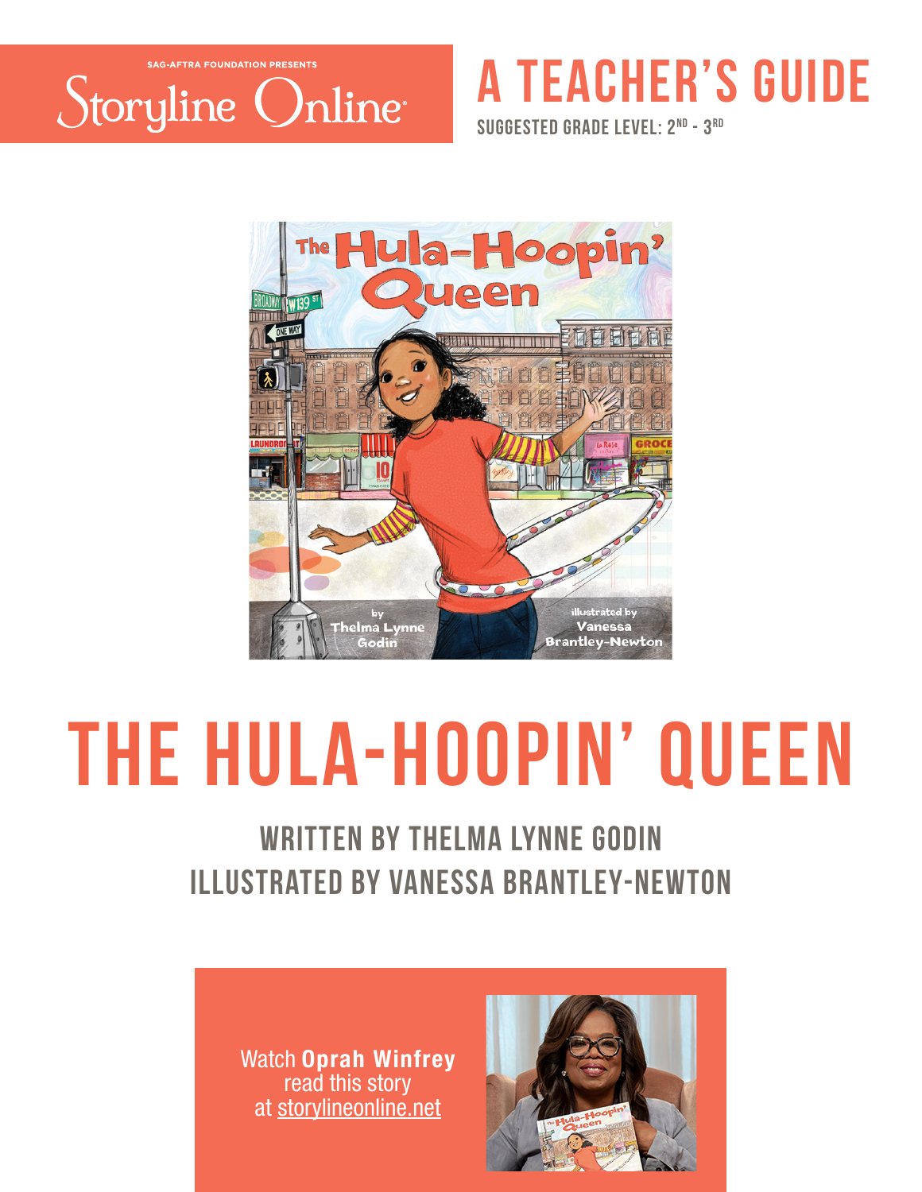SAG-AFTRA FOUNDATION PRESENTS

Storyline Online

# A TEACHER'S GUIDE

SUGGESTED GRADE LEVEL: 2ND - 3RD

# THE HULA-HOOPIN' QUEEN

## WRITTEN BY THELMA LYNNE GODIN
## ILLUSTRATED BY VANESSA BRANTLEY-NEWTON

Watch **Oprah Winfrey** read this story at storylineonline.net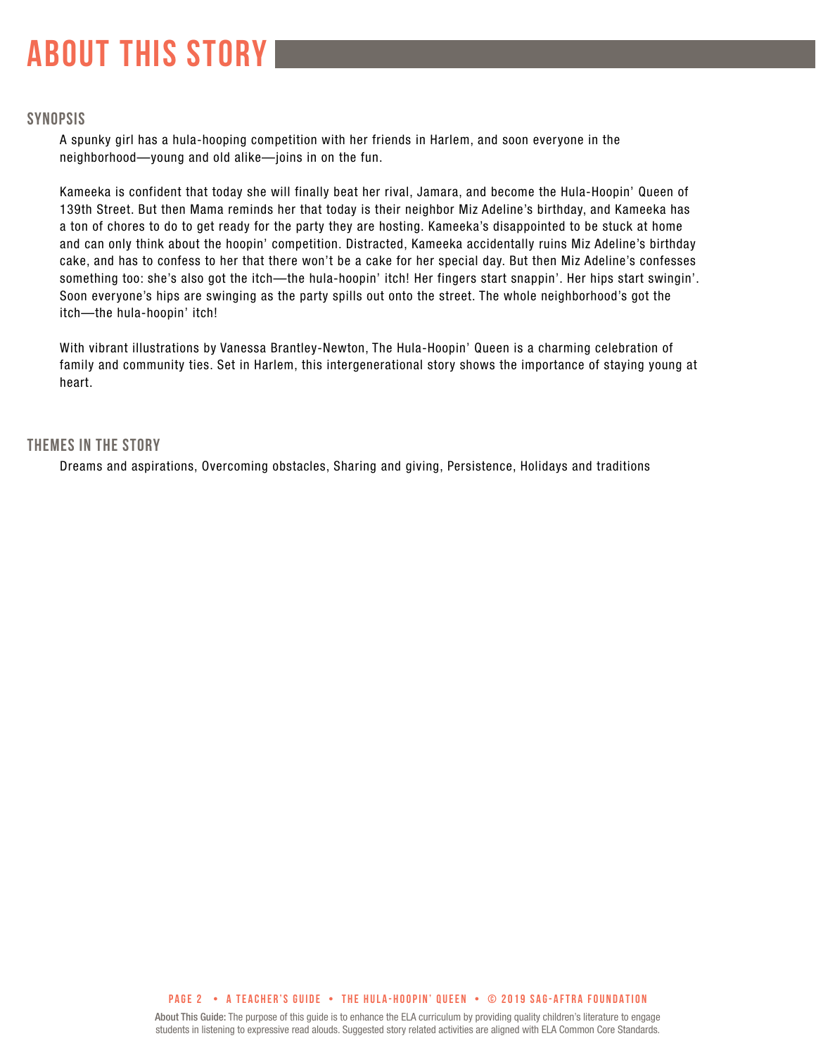# ABOUT THIS STORY

## SYNOPSIS

A spunky girl has a hula-hooping competition with her friends in Harlem, and soon everyone in the neighborhood—young and old alike—joins in on the fun.

Kameeka is confident that today she will finally beat her rival, Jamara, and become the Hula-Hoopin' Queen of 139th Street. But then Mama reminds her that today is their neighbor Miz Adeline's birthday, and Kameeka has a ton of chores to do to get ready for the party they are hosting. Kameeka's disappointed to be stuck at home and can only think about the hoopin' competition. Distracted, Kameeka accidentally ruins Miz Adeline's birthday cake, and has to confess to her that there won't be a cake for her special day. But then Miz Adeline's confesses something too: she's also got the itch—the hula-hoopin' itch! Her fingers start snappin'. Her hips start swingin'. Soon everyone's hips are swinging as the party spills out onto the street. The whole neighborhood's got the itch—the hula-hoopin' itch!

With vibrant illustrations by Vanessa Brantley-Newton, The Hula-Hoopin' Queen is a charming celebration of family and community ties. Set in Harlem, this intergenerational story shows the importance of staying young at heart.

## THEMES IN THE STORY

Dreams and aspirations, Overcoming obstacles, Sharing and giving, Persistence, Holidays and traditions

**About This Guide:** The purpose of this guide is to enhance the ELA curriculum by providing quality children's literature to engage students in listening to expressive read alouds. Suggested story related activities are aligned with ELA Common Core Standards.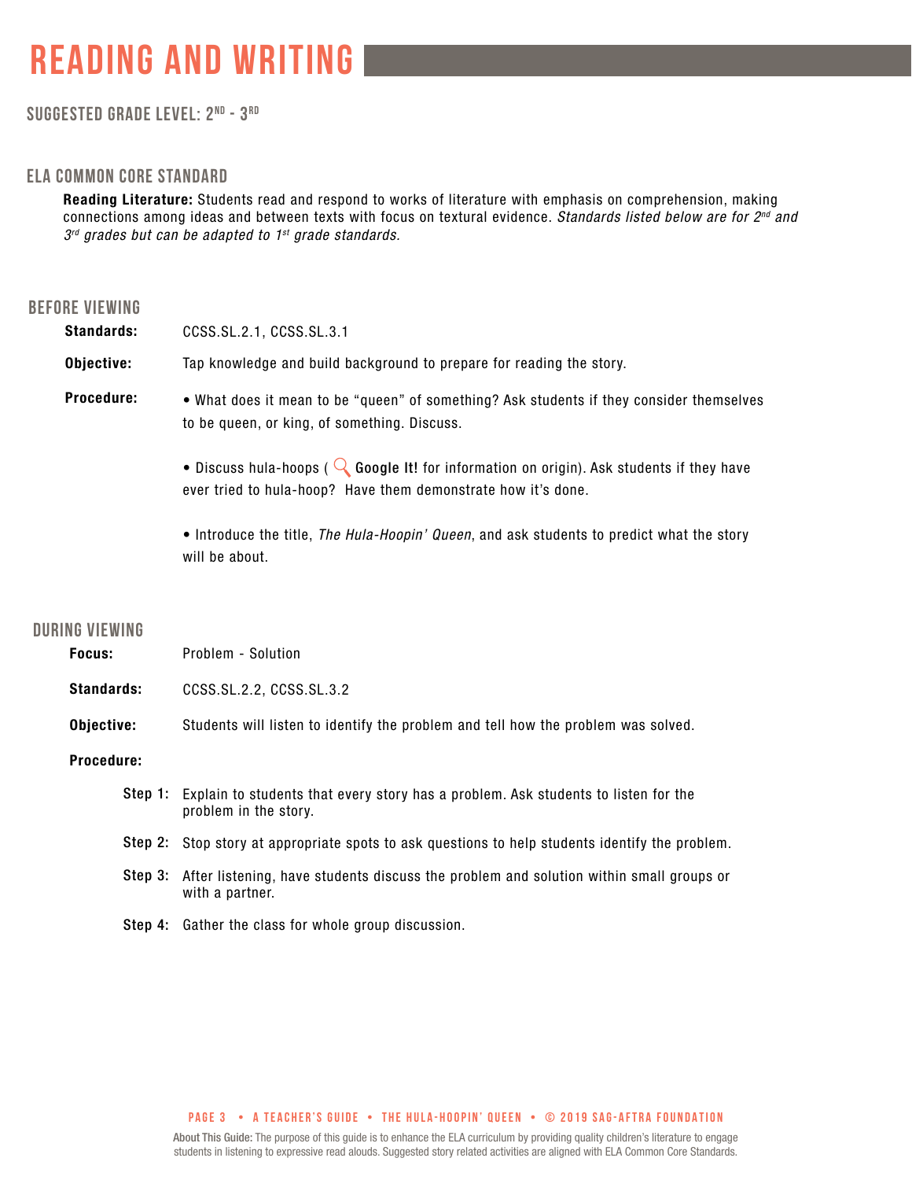# READING AND WRITING

### SUGGESTED GRADE LEVEL: 2ND - 3RD

### ELA COMMON CORE STANDARD

**Reading Literature:** Students read and respond to works of literature with emphasis on comprehension, making connections among ideas and between texts with focus on textural evidence. *Standards listed below are for 2nd and 3rd grades but can be adapted to 1st grade standards.*

### BEFORE VIEWING

**Standards:** CCSS.SL.2.1, CCSS.SL.3.1

**Objective:** Tap knowledge and build background to prepare for reading the story.

**Procedure:**

- What does it mean to be "queen" of something? Ask students if they consider themselves to be queen, or king, of something. Discuss.
- Discuss hula-hoops ( **Google It!** for information on origin). Ask students if they have ever tried to hula-hoop? Have them demonstrate how it's done.
- Introduce the title, *The Hula-Hoopin' Queen*, and ask students to predict what the story will be about.

### DURING VIEWING

**Focus:** Problem - Solution

**Standards:** CCSS.SL.2.2, CCSS.SL.3.2

**Objective:** Students will listen to identify the problem and tell how the problem was solved.

**Procedure:**

**Step 1:** Explain to students that every story has a problem. Ask students to listen for the problem in the story.

**Step 2:** Stop story at appropriate spots to ask questions to help students identify the problem.

**Step 3:** After listening, have students discuss the problem and solution within small groups or with a partner.

**Step 4:** Gather the class for whole group discussion.

About This Guide: The purpose of this guide is to enhance the ELA curriculum by providing quality children's literature to engage students in listening to expressive read alouds. Suggested story related activities are aligned with ELA Common Core Standards.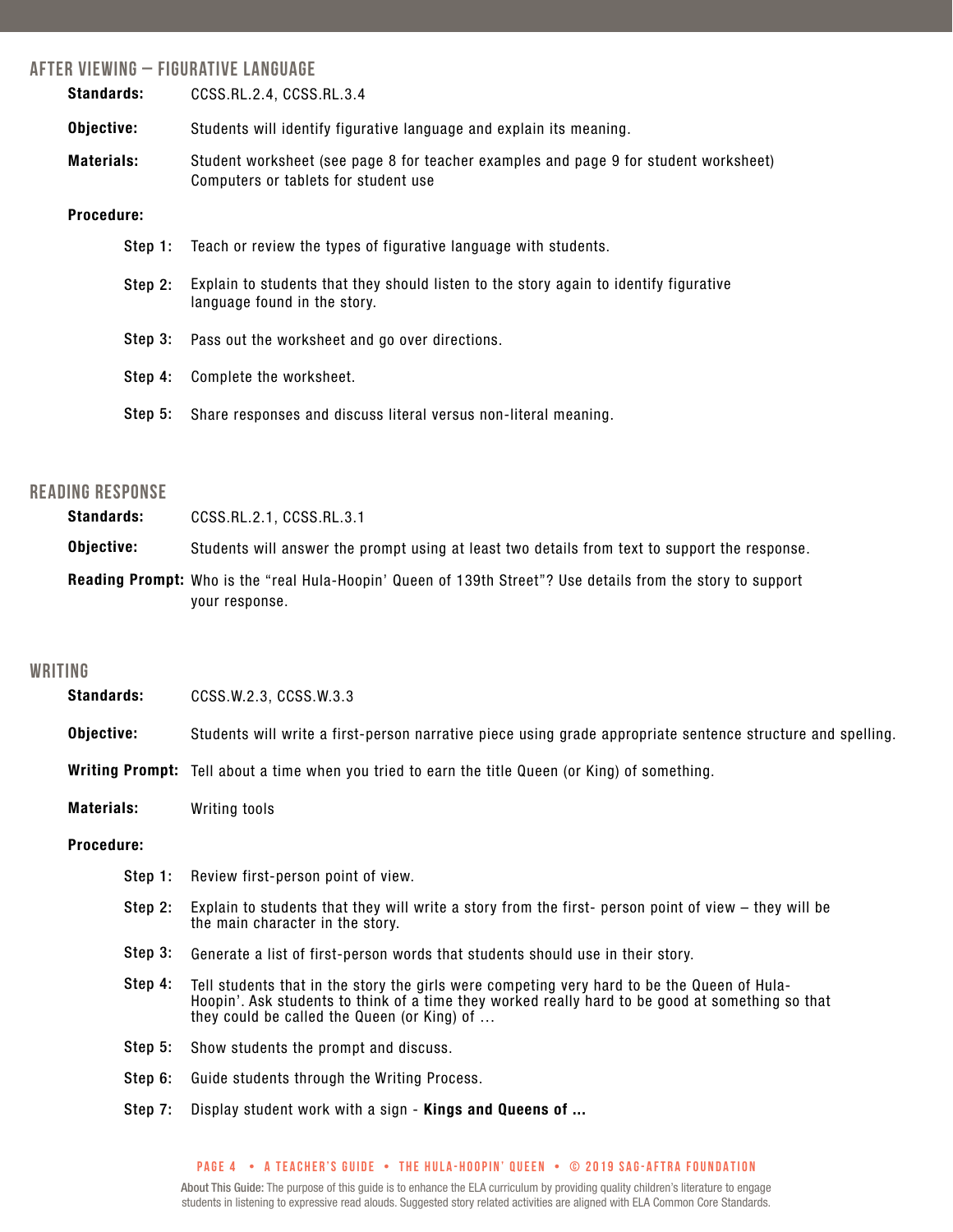## AFTER VIEWING – FIGURATIVE LANGUAGE

**Standards:** CCSS.RL.2.4, CCSS.RL.3.4

**Objective:** Students will identify figurative language and explain its meaning.

**Materials:** Student worksheet (see page 8 for teacher examples and page 9 for student worksheet)
Computers or tablets for student use

**Procedure:**

- **Step 1:** Teach or review the types of figurative language with students.
- **Step 2:** Explain to students that they should listen to the story again to identify figurative language found in the story.
- **Step 3:** Pass out the worksheet and go over directions.
- **Step 4:** Complete the worksheet.
- **Step 5:** Share responses and discuss literal versus non-literal meaning.

## READING RESPONSE

**Standards:** CCSS.RL.2.1, CCSS.RL.3.1

**Objective:** Students will answer the prompt using at least two details from text to support the response.

**Reading Prompt:** Who is the "real Hula-Hoopin' Queen of 139th Street"? Use details from the story to support your response.

## WRITING

**Standards:** CCSS.W.2.3, CCSS.W.3.3

**Objective:** Students will write a first-person narrative piece using grade appropriate sentence structure and spelling.

**Writing Prompt:** Tell about a time when you tried to earn the title Queen (or King) of something.

**Materials:** Writing tools

**Procedure:**

- **Step 1:** Review first-person point of view.
- **Step 2:** Explain to students that they will write a story from the first- person point of view – they will be the main character in the story.
- **Step 3:** Generate a list of first-person words that students should use in their story.
- **Step 4:** Tell students that in the story the girls were competing very hard to be the Queen of Hula-Hoopin'. Ask students to think of a time they worked really hard to be good at something so that they could be called the Queen (or King) of …
- **Step 5:** Show students the prompt and discuss.
- **Step 6:** Guide students through the Writing Process.
- **Step 7:** Display student work with a sign - **Kings and Queens of ...**

About This Guide: The purpose of this guide is to enhance the ELA curriculum by providing quality children's literature to engage students in listening to expressive read alouds. Suggested story related activities are aligned with ELA Common Core Standards.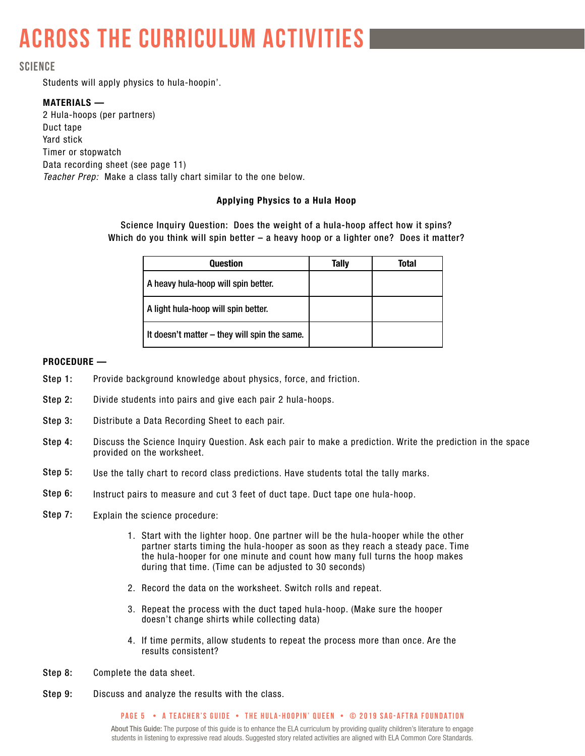# ACROSS THE CURRICULUM ACTIVITIES

## SCIENCE

Students will apply physics to hula-hoopin'.

**MATERIALS —**

2 Hula-hoops (per partners)
Duct tape
Yard stick
Timer or stopwatch
Data recording sheet (see page 11)
*Teacher Prep:* Make a class tally chart similar to the one below.

**Applying Physics to a Hula Hoop**

**Science Inquiry Question: Does the weight of a hula-hoop affect how it spins? Which do you think will spin better – a heavy hoop or a lighter one? Does it matter?**

| Question | Tally | Total |
|---|---|---|
| A heavy hula-hoop will spin better. | | |
| A light hula-hoop will spin better. | | |
| It doesn't matter – they will spin the same. | | |

**PROCEDURE —**

**Step 1:** Provide background knowledge about physics, force, and friction.

**Step 2:** Divide students into pairs and give each pair 2 hula-hoops.

**Step 3:** Distribute a Data Recording Sheet to each pair.

**Step 4:** Discuss the Science Inquiry Question. Ask each pair to make a prediction. Write the prediction in the space provided on the worksheet.

**Step 5:** Use the tally chart to record class predictions. Have students total the tally marks.

**Step 6:** Instruct pairs to measure and cut 3 feet of duct tape. Duct tape one hula-hoop.

**Step 7:** Explain the science procedure:

1. Start with the lighter hoop. One partner will be the hula-hooper while the other partner starts timing the hula-hooper as soon as they reach a steady pace. Time the hula-hooper for one minute and count how many full turns the hoop makes during that time. (Time can be adjusted to 30 seconds)
2. Record the data on the worksheet. Switch rolls and repeat.
3. Repeat the process with the duct taped hula-hoop. (Make sure the hooper doesn't change shirts while collecting data)
4. If time permits, allow students to repeat the process more than once. Are the results consistent?

**Step 8:** Complete the data sheet.

**Step 9:** Discuss and analyze the results with the class.

**About This Guide:** The purpose of this guide is to enhance the ELA curriculum by providing quality children's literature to engage students in listening to expressive read alouds. Suggested story related activities are aligned with ELA Common Core Standards.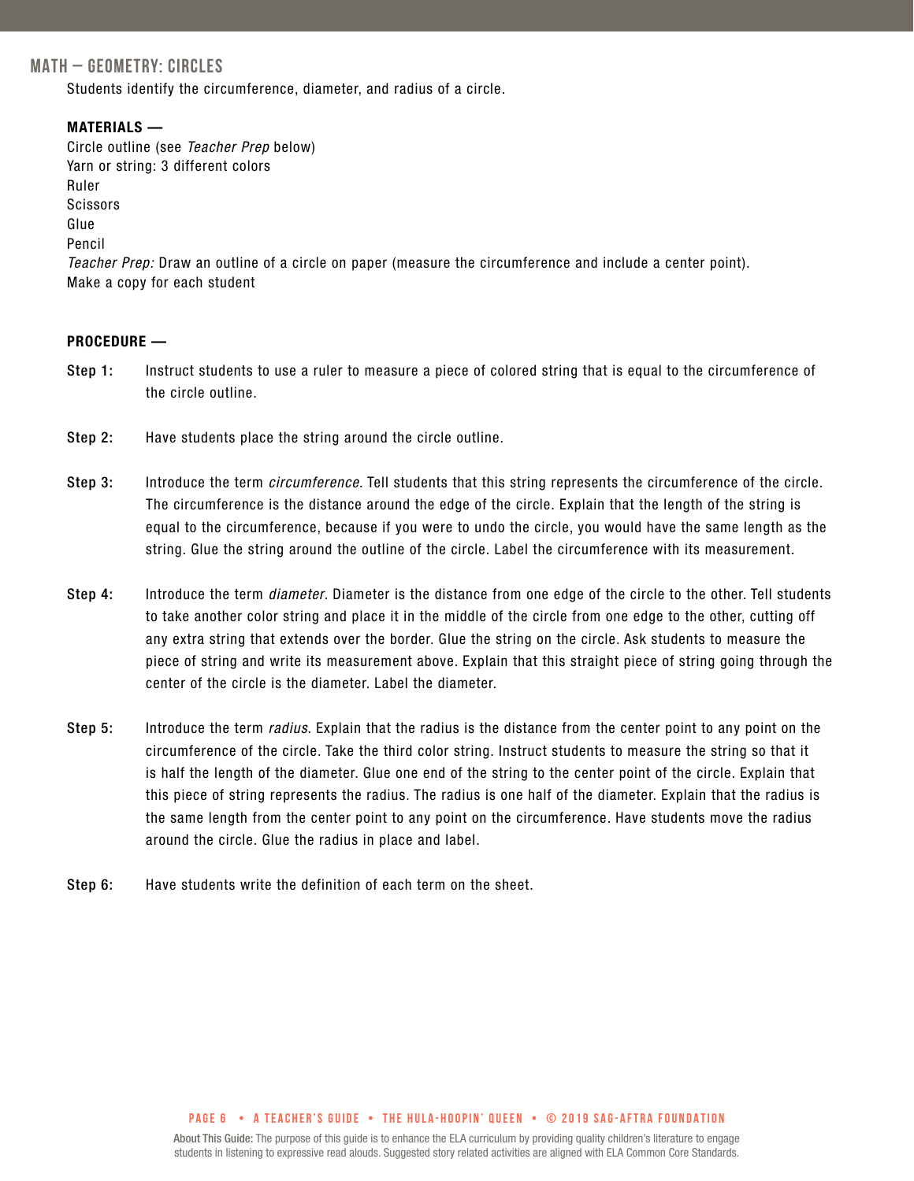## MATH – GEOMETRY: CIRCLES

Students identify the circumference, diameter, and radius of a circle.

**MATERIALS —**

Circle outline (see *Teacher Prep* below)
Yarn or string: 3 different colors
Ruler
Scissors
Glue
Pencil
*Teacher Prep:* Draw an outline of a circle on paper (measure the circumference and include a center point).
Make a copy for each student

**PROCEDURE —**

**Step 1:** Instruct students to use a ruler to measure a piece of colored string that is equal to the circumference of the circle outline.

**Step 2:** Have students place the string around the circle outline.

**Step 3:** Introduce the term *circumference*. Tell students that this string represents the circumference of the circle. The circumference is the distance around the edge of the circle. Explain that the length of the string is equal to the circumference, because if you were to undo the circle, you would have the same length as the string. Glue the string around the outline of the circle. Label the circumference with its measurement.

**Step 4:** Introduce the term *diameter*. Diameter is the distance from one edge of the circle to the other. Tell students to take another color string and place it in the middle of the circle from one edge to the other, cutting off any extra string that extends over the border. Glue the string on the circle. Ask students to measure the piece of string and write its measurement above. Explain that this straight piece of string going through the center of the circle is the diameter. Label the diameter.

**Step 5:** Introduce the term *radius*. Explain that the radius is the distance from the center point to any point on the circumference of the circle. Take the third color string. Instruct students to measure the string so that it is half the length of the diameter. Glue one end of the string to the center point of the circle. Explain that this piece of string represents the radius. The radius is one half of the diameter. Explain that the radius is the same length from the center point to any point on the circumference. Have students move the radius around the circle. Glue the radius in place and label.

**Step 6:** Have students write the definition of each term on the sheet.

**About This Guide:** The purpose of this guide is to enhance the ELA curriculum by providing quality children's literature to engage students in listening to expressive read alouds. Suggested story related activities are aligned with ELA Common Core Standards.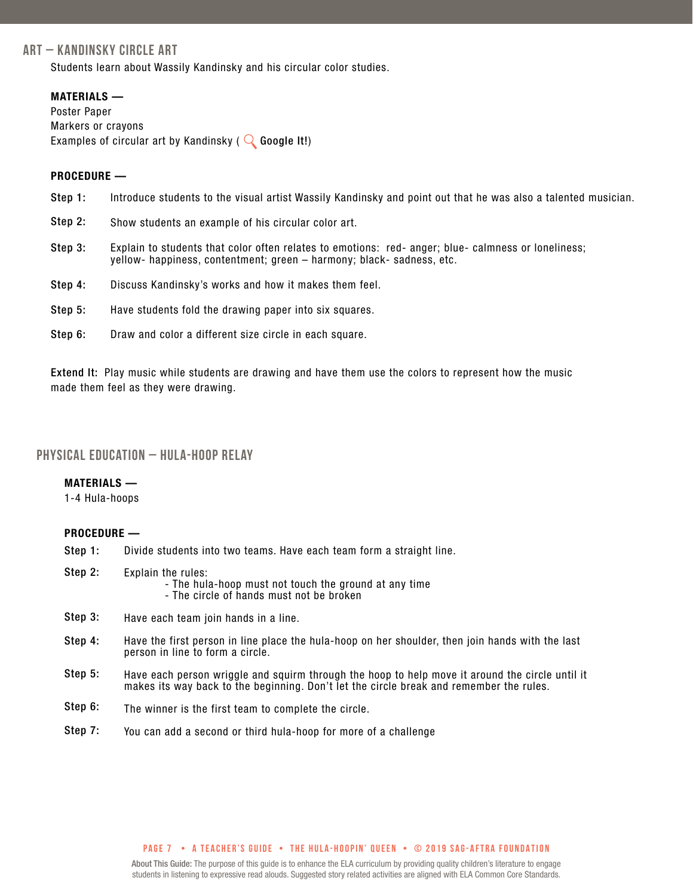## ART — KANDINSKY CIRCLE ART

Students learn about Wassily Kandinsky and his circular color studies.

**MATERIALS —**

Poster Paper
Markers or crayons
Examples of circular art by Kandinsky ( **Google It!**)

**PROCEDURE —**

**Step 1:** Introduce students to the visual artist Wassily Kandinsky and point out that he was also a talented musician.

**Step 2:** Show students an example of his circular color art.

**Step 3:** Explain to students that color often relates to emotions: red- anger; blue- calmness or loneliness; yellow- happiness, contentment; green – harmony; black- sadness, etc.

**Step 4:** Discuss Kandinsky's works and how it makes them feel.

**Step 5:** Have students fold the drawing paper into six squares.

**Step 6:** Draw and color a different size circle in each square.

**Extend It:** Play music while students are drawing and have them use the colors to represent how the music made them feel as they were drawing.

## PHYSICAL EDUCATION — HULA-HOOP RELAY

**MATERIALS —**

1-4 Hula-hoops

**PROCEDURE —**

**Step 1:** Divide students into two teams. Have each team form a straight line.

**Step 2:** Explain the rules:
- The hula-hoop must not touch the ground at any time
- The circle of hands must not be broken

**Step 3:** Have each team join hands in a line.

**Step 4:** Have the first person in line place the hula-hoop on her shoulder, then join hands with the last person in line to form a circle.

**Step 5:** Have each person wriggle and squirm through the hoop to help move it around the circle until it makes its way back to the beginning. Don't let the circle break and remember the rules.

**Step 6:** The winner is the first team to complete the circle.

**Step 7:** You can add a second or third hula-hoop for more of a challenge

**About This Guide:** The purpose of this guide is to enhance the ELA curriculum by providing quality children's literature to engage students in listening to expressive read alouds. Suggested story related activities are aligned with ELA Common Core Standards.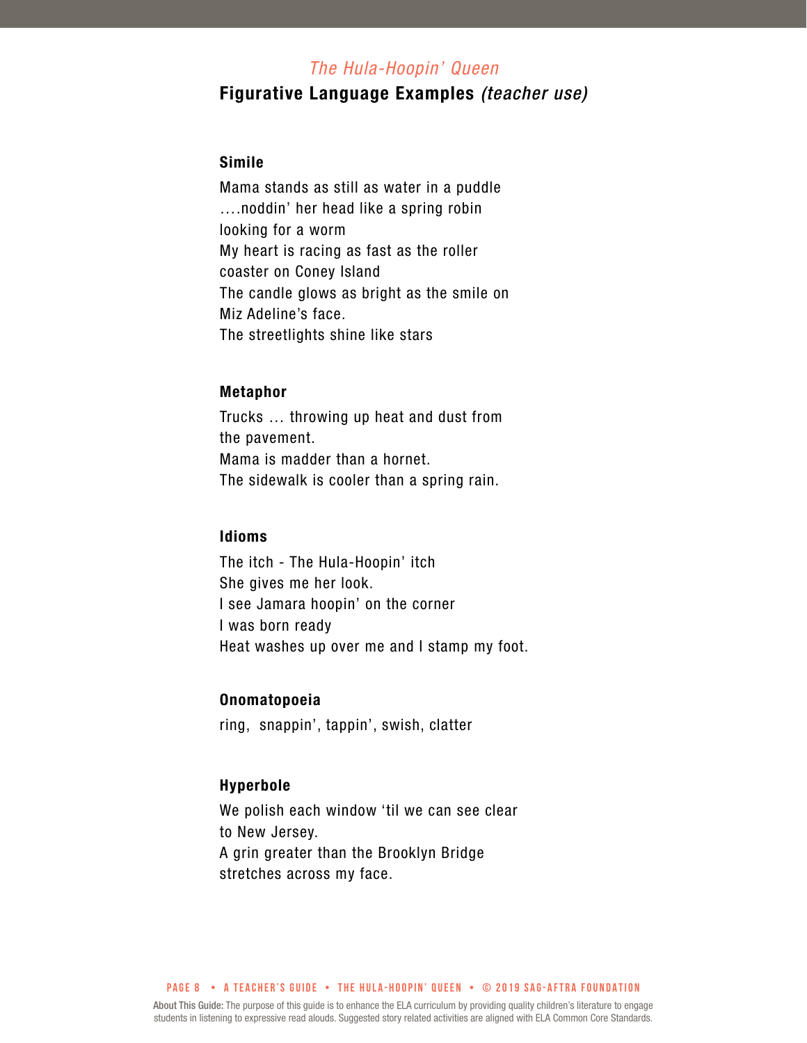*The Hula-Hoopin' Queen*

## Figurative Language Examples *(teacher use)*

### Simile

Mama stands as still as water in a puddle
....noddin' her head like a spring robin looking for a worm
My heart is racing as fast as the roller coaster on Coney Island
The candle glows as bright as the smile on Miz Adeline's face.
The streetlights shine like stars

### Metaphor

Trucks … throwing up heat and dust from the pavement.
Mama is madder than a hornet.
The sidewalk is cooler than a spring rain.

### Idioms

The itch - The Hula-Hoopin' itch
She gives me her look.
I see Jamara hoopin' on the corner
I was born ready
Heat washes up over me and I stamp my foot.

### Onomatopoeia

ring, snappin', tappin', swish, clatter

### Hyperbole

We polish each window 'til we can see clear to New Jersey.
A grin greater than the Brooklyn Bridge stretches across my face.

About This Guide: The purpose of this guide is to enhance the ELA curriculum by providing quality children's literature to engage students in listening to expressive read alouds. Suggested story related activities are aligned with ELA Common Core Standards.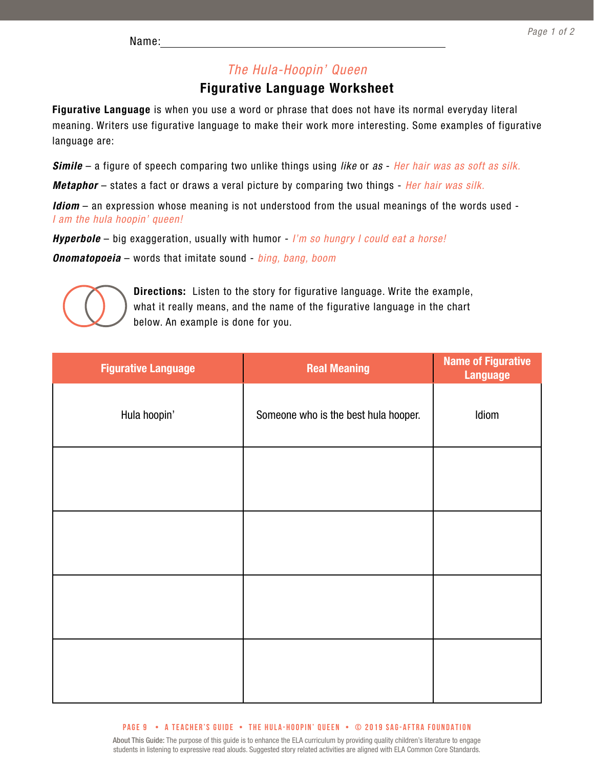Name:\_\_\_\_\_\_\_\_\_\_\_\_\_\_\_\_\_\_\_\_\_\_\_\_\_\_\_\_\_\_\_\_\_\_\_\_\_\_\_\_

*The Hula-Hoopin' Queen*

## Figurative Language Worksheet

**Figurative Language** is when you use a word or phrase that does not have its normal everyday literal meaning. Writers use figurative language to make their work more interesting. Some examples of figurative language are:

***Simile*** – a figure of speech comparing two unlike things using *like* or *as* - *Her hair was as soft as silk.*

***Metaphor*** – states a fact or draws a veral picture by comparing two things - *Her hair was silk.*

***Idiom*** – an expression whose meaning is not understood from the usual meanings of the words used - *I am the hula hoopin' queen!*

***Hyperbole*** – big exaggeration, usually with humor - *I'm so hungry I could eat a horse!*

***Onomatopoeia*** – words that imitate sound - *bing, bang, boom*

**Directions:** Listen to the story for figurative language. Write the example, what it really means, and the name of the figurative language in the chart below. An example is done for you.

| Figurative Language | Real Meaning | Name of Figurative Language |
|---|---|---|
| Hula hoopin' | Someone who is the best hula hooper. | Idiom |
| | | |
| | | |
| | | |
| | | |

About This Guide: The purpose of this guide is to enhance the ELA curriculum by providing quality children's literature to engage students in listening to expressive read alouds. Suggested story related activities are aligned with ELA Common Core Standards.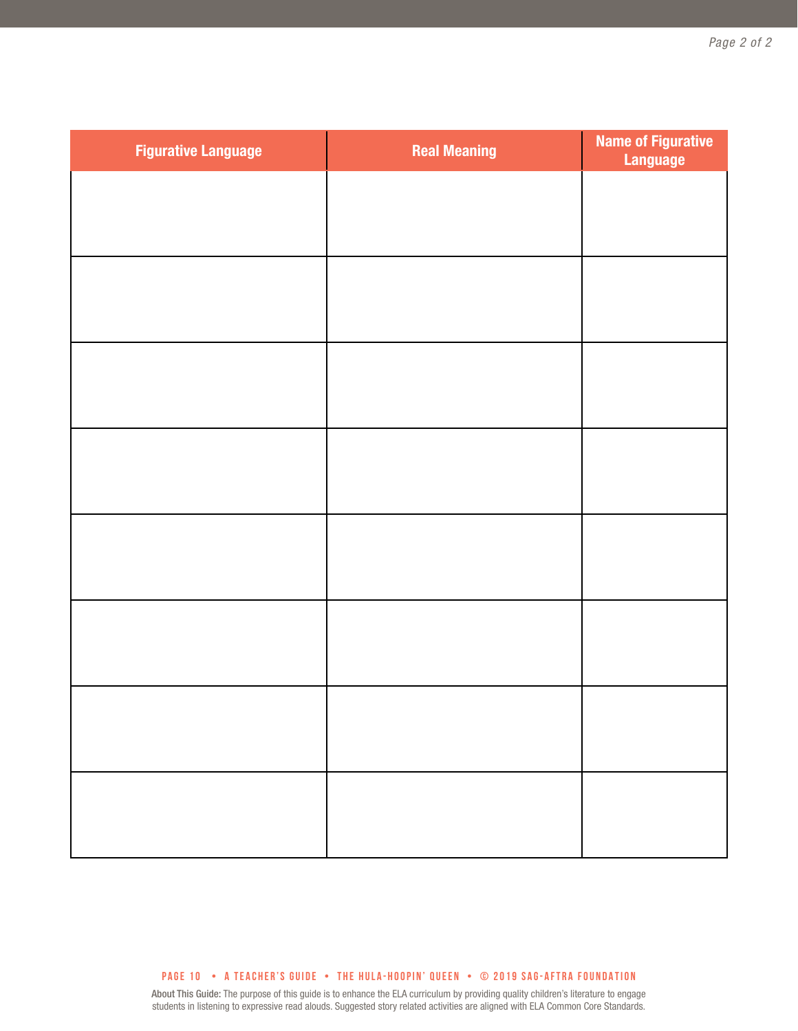| Figurative Language | Real Meaning | Name of Figurative Language |
| --- | --- | --- |
| | | |
| | | |
| | | |
| | | |
| | | |
| | | |
| | | |
| | | |

**About This Guide:** The purpose of this guide is to enhance the ELA curriculum by providing quality children's literature to engage students in listening to expressive read alouds. Suggested story related activities are aligned with ELA Common Core Standards.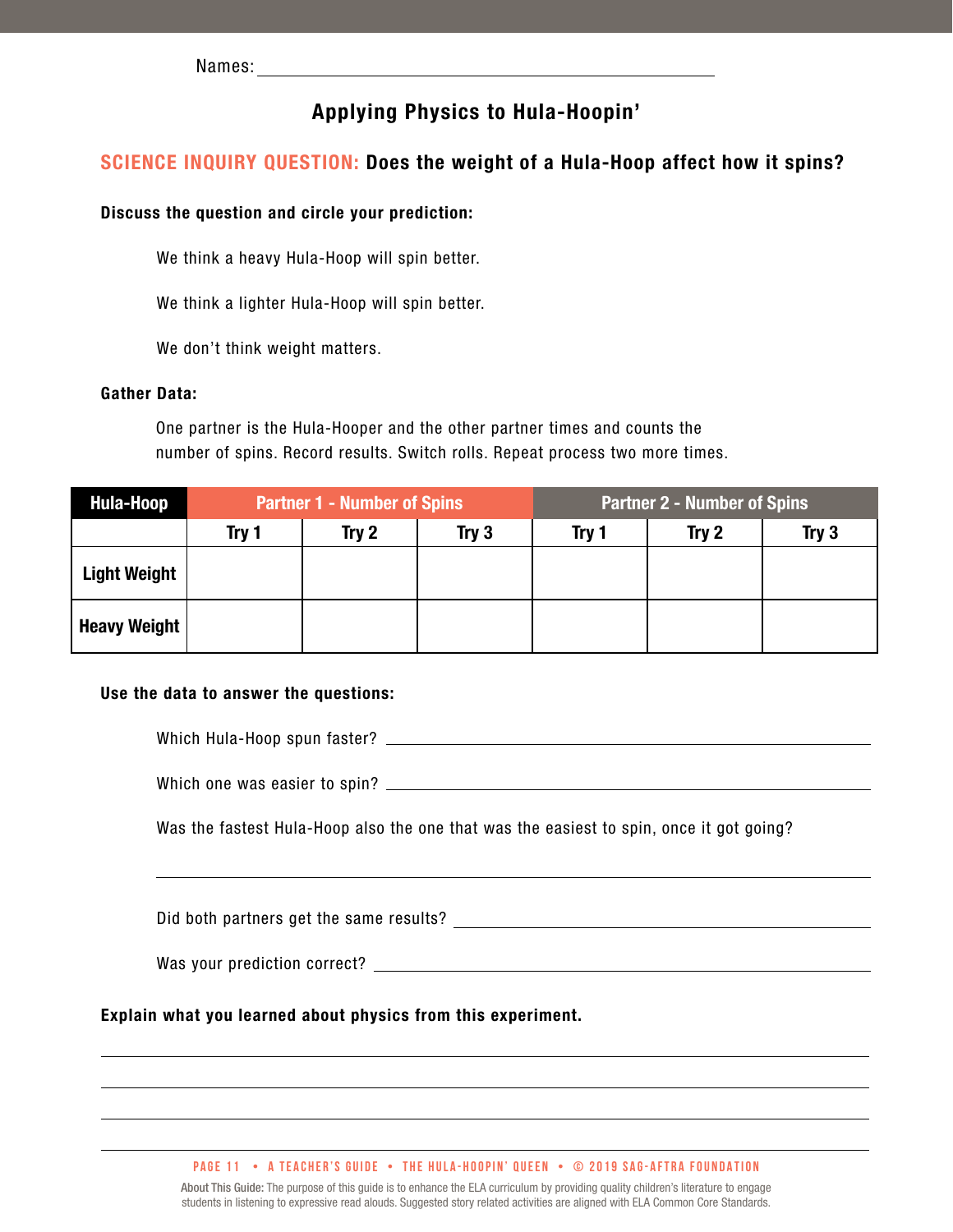Names: ______________________________

## Applying Physics to Hula-Hoopin'

**SCIENCE INQUIRY QUESTION: Does the weight of a Hula-Hoop affect how it spins?**

**Discuss the question and circle your prediction:**

We think a heavy Hula-Hoop will spin better.

We think a lighter Hula-Hoop will spin better.

We don't think weight matters.

**Gather Data:**

One partner is the Hula-Hooper and the other partner times and counts the number of spins. Record results. Switch rolls. Repeat process two more times.

| Hula-Hoop | Partner 1 - Number of Spins | | | Partner 2 - Number of Spins | | |
|---|---|---|---|---|---|---|
| | Try 1 | Try 2 | Try 3 | Try 1 | Try 2 | Try 3 |
| Light Weight | | | | | | |
| Heavy Weight | | | | | | |

**Use the data to answer the questions:**

Which Hula-Hoop spun faster? ______________________________

Which one was easier to spin? ______________________________

Was the fastest Hula-Hoop also the one that was the easiest to spin, once it got going?

______________________________

Did both partners get the same results? ______________________________

Was your prediction correct? ______________________________

**Explain what you learned about physics from this experiment.**

______________________________

______________________________

______________________________

______________________________

About This Guide: The purpose of this guide is to enhance the ELA curriculum by providing quality children's literature to engage students in listening to expressive read alouds. Suggested story related activities are aligned with ELA Common Core Standards.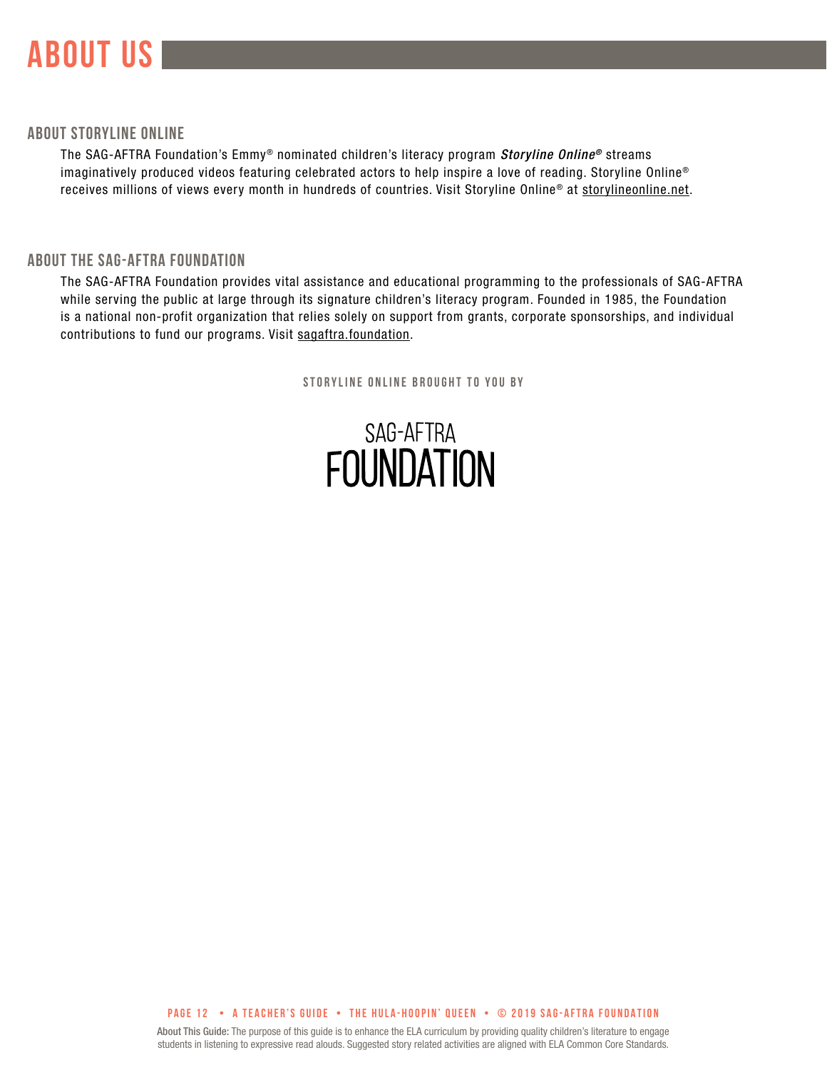# ABOUT US

## ABOUT STORYLINE ONLINE

The SAG-AFTRA Foundation's Emmy® nominated children's literacy program ***Storyline Online®*** streams imaginatively produced videos featuring celebrated actors to help inspire a love of reading. Storyline Online® receives millions of views every month in hundreds of countries. Visit Storyline Online® at storylineonline.net.

## ABOUT THE SAG-AFTRA FOUNDATION

The SAG-AFTRA Foundation provides vital assistance and educational programming to the professionals of SAG-AFTRA while serving the public at large through its signature children's literacy program. Founded in 1985, the Foundation is a national non-profit organization that relies solely on support from grants, corporate sponsorships, and individual contributions to fund our programs. Visit sagaftra.foundation.

STORYLINE ONLINE BROUGHT TO YOU BY

SAG-AFTRA FOUNDATION

**About This Guide:** The purpose of this guide is to enhance the ELA curriculum by providing quality children's literature to engage students in listening to expressive read alouds. Suggested story related activities are aligned with ELA Common Core Standards.